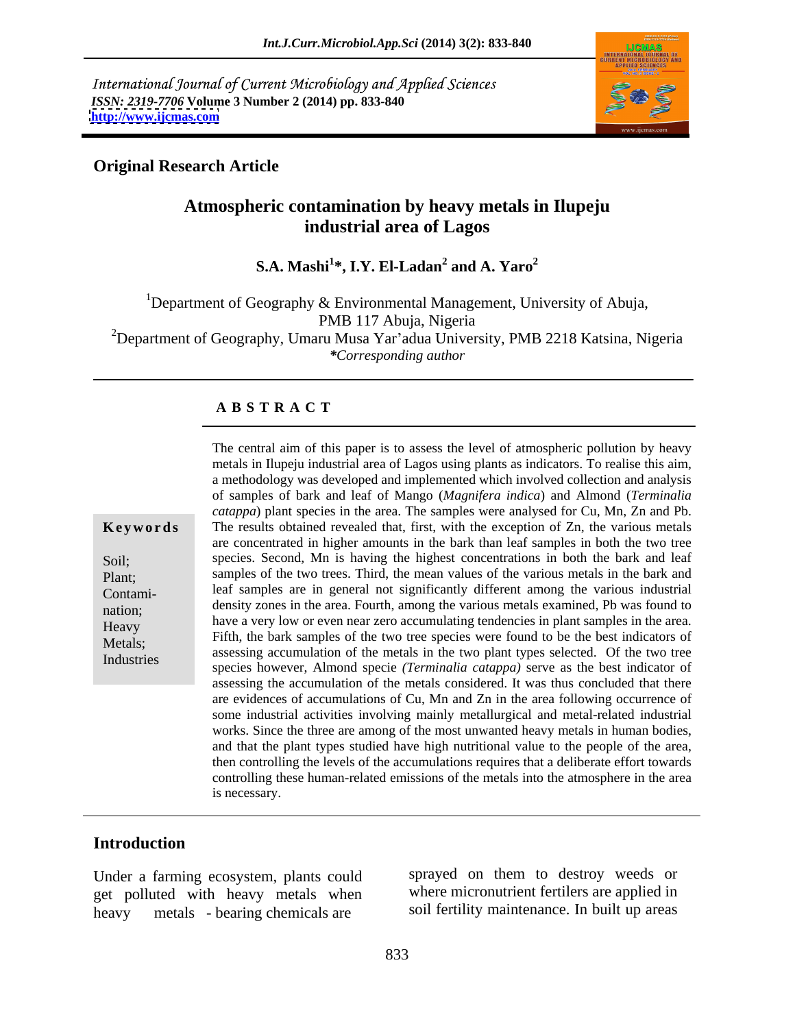International Journal of Current Microbiology and Applied Sciences
*ISSN: 2319-7706* **Volume 3 Number 2 (2014) pp. 833-840**
**http://www.ijcmas.com**

**Original Research Article**

# Atmospheric contamination by heavy metals in Ilupeju industrial area of Lagos

**S.A. Mashi[1]*, I.Y. El-Ladan[2] and A. Yaro[2]**

[1]Department of Geography & Environmental Management, University of Abuja, PMB 117 Abuja, Nigeria
[2]Department of Geography, Umaru Musa Yar'adua University, PMB 2218 Katsina, Nigeria
**\*Corresponding author*

## ABSTRACT

**Keywords**

Soil; Plant; Contamination; Heavy Metals; Industries

The central aim of this paper is to assess the level of atmospheric pollution by heavy metals in Ilupeju industrial area of Lagos using plants as indicators. To realise this aim, a methodology was developed and implemented which involved collection and analysis of samples of bark and leaf of Mango (*Magnifera indica*) and Almond (*Terminalia catappa*) plant species in the area. The samples were analysed for Cu, Mn, Zn and Pb. The results obtained revealed that, first, with the exception of Zn, the various metals are concentrated in higher amounts in the bark than leaf samples in both the two tree species. Second, Mn is having the highest concentrations in both the bark and leaf samples of the two trees. Third, the mean values of the various metals in the bark and leaf samples are in general not significantly different among the various industrial density zones in the area. Fourth, among the various metals examined, Pb was found to have a very low or even near zero accumulating tendencies in plant samples in the area. Fifth, the bark samples of the two tree species were found to be the best indicators of assessing accumulation of the metals in the two plant types selected. Of the two tree species however, Almond specie *(Terminalia catappa)* serve as the best indicator of assessing the accumulation of the metals considered. It was thus concluded that there are evidences of accumulations of Cu, Mn and Zn in the area following occurrence of some industrial activities involving mainly metallurgical and metal-related industrial works. Since the three are among of the most unwanted heavy metals in human bodies, and that the plant types studied have high nutritional value to the people of the area, then controlling the levels of the accumulations requires that a deliberate effort towards controlling these human-related emissions of the metals into the atmosphere in the area is necessary.

## Introduction

Under a farming ecosystem, plants could get polluted with heavy metals when heavy metals - bearing chemicals are sprayed on them to destroy weeds or where micronutrient fertilers are applied in soil fertility maintenance. In built up areas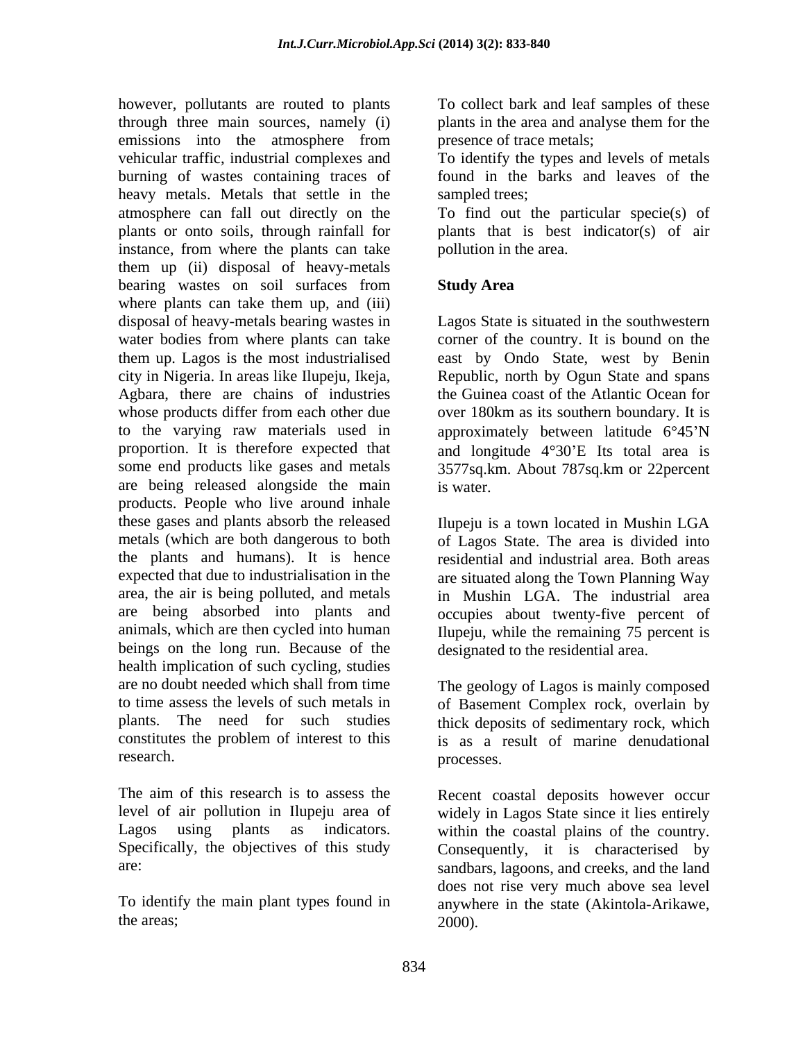however, pollutants are routed to plants through three main sources, namely (i) emissions into the atmosphere from vehicular traffic, industrial complexes and burning of wastes containing traces of heavy metals. Metals that settle in the atmosphere can fall out directly on the plants or onto soils, through rainfall for instance, from where the plants can take them up (ii) disposal of heavy-metals bearing wastes on soil surfaces from where plants can take them up, and (iii) disposal of heavy-metals bearing wastes in water bodies from where plants can take them up. Lagos is the most industrialised city in Nigeria. In areas like Ilupeju, Ikeja, Agbara, there are chains of industries whose products differ from each other due to the varying raw materials used in proportion. It is therefore expected that some end products like gases and metals are being released alongside the main products. People who live around inhale these gases and plants absorb the released metals (which are both dangerous to both the plants and humans). It is hence expected that due to industrialisation in the area, the air is being polluted, and metals are being absorbed into plants and animals, which are then cycled into human beings on the long run. Because of the health implication of such cycling, studies are no doubt needed which shall from time to time assess the levels of such metals in plants. The need for such studies constitutes the problem of interest to this research.

The aim of this research is to assess the level of air pollution in Ilupeju area of Lagos using plants as indicators. Specifically, the objectives of this study are:

To identify the main plant types found in the areas;

To collect bark and leaf samples of these plants in the area and analyse them for the presence of trace metals;

To identify the types and levels of metals found in the barks and leaves of the sampled trees;

To find out the particular specie(s) of plants that is best indicator(s) of air pollution in the area.

## Study Area

Lagos State is situated in the southwestern corner of the country. It is bound on the east by Ondo State, west by Benin Republic, north by Ogun State and spans the Guinea coast of the Atlantic Ocean for over 180km as its southern boundary. It is approximately between latitude 6°45'N and longitude 4°30'E Its total area is 3577sq.km. About 787sq.km or 22percent is water.

Ilupeju is a town located in Mushin LGA of Lagos State. The area is divided into residential and industrial area. Both areas are situated along the Town Planning Way in Mushin LGA. The industrial area occupies about twenty-five percent of Ilupeju, while the remaining 75 percent is designated to the residential area.

The geology of Lagos is mainly composed of Basement Complex rock, overlain by thick deposits of sedimentary rock, which is as a result of marine denudational processes.

Recent coastal deposits however occur widely in Lagos State since it lies entirely within the coastal plains of the country. Consequently, it is characterised by sandbars, lagoons, and creeks, and the land does not rise very much above sea level anywhere in the state (Akintola-Arikawe, 2000).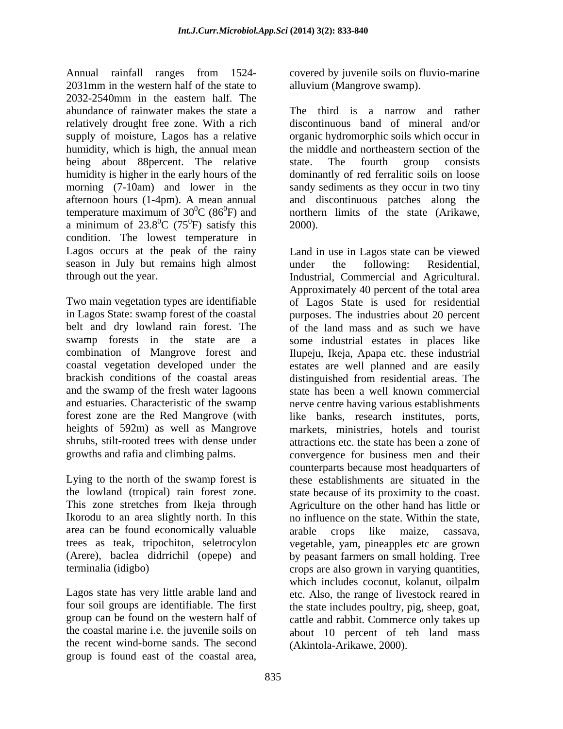Annual rainfall ranges from 1524-2031mm in the western half of the state to 2032-2540mm in the eastern half. The abundance of rainwater makes the state a relatively drought free zone. With a rich supply of moisture, Lagos has a relative humidity, which is high, the annual mean being about 88percent. The relative humidity is higher in the early hours of the morning (7-10am) and lower in the afternoon hours (1-4pm). A mean annual temperature maximum of $30^0$C ($86^0$F) and a minimum of $23.8^0$C ($75^0$F) satisfy this condition. The lowest temperature in Lagos occurs at the peak of the rainy season in July but remains high almost through out the year.

Two main vegetation types are identifiable in Lagos State: swamp forest of the coastal belt and dry lowland rain forest. The swamp forests in the state are a combination of Mangrove forest and coastal vegetation developed under the brackish conditions of the coastal areas and the swamp of the fresh water lagoons and estuaries. Characteristic of the swamp forest zone are the Red Mangrove (with heights of 592m) as well as Mangrove shrubs, stilt-rooted trees with dense under growths and rafia and climbing palms.

Lying to the north of the swamp forest is the lowland (tropical) rain forest zone. This zone stretches from Ikeja through Ikorodu to an area slightly north. In this area can be found economically valuable trees as teak, tripochiton, seletrocylon (Arere), baclea didrrichil (opepe) and terminalia (idigbo)

Lagos state has very little arable land and four soil groups are identifiable. The first group can be found on the western half of the coastal marine i.e. the juvenile soils on the recent wind-borne sands. The second group is found east of the coastal area, covered by juvenile soils on fluvio-marine alluvium (Mangrove swamp).

The third is a narrow and rather discontinuous band of mineral and/or organic hydromorphic soils which occur in the middle and northeastern section of the state. The fourth group consists dominantly of red ferralitic soils on loose sandy sediments as they occur in two tiny and discontinuous patches along the northern limits of the state (Arikawe, 2000).

Land in use in Lagos state can be viewed under the following: Residential, Industrial, Commercial and Agricultural. Approximately 40 percent of the total area of Lagos State is used for residential purposes. The industries about 20 percent of the land mass and as such we have some industrial estates in places like Ilupeju, Ikeja, Apapa etc. these industrial estates are well planned and are easily distinguished from residential areas. The state has been a well known commercial nerve centre having various establishments like banks, research institutes, ports, markets, ministries, hotels and tourist attractions etc. the state has been a zone of convergence for business men and their counterparts because most headquarters of these establishments are situated in the state because of its proximity to the coast. Agriculture on the other hand has little or no influence on the state. Within the state, arable crops like maize, cassava, vegetable, yam, pineapples etc are grown by peasant farmers on small holding. Tree crops are also grown in varying quantities, which includes coconut, kolanut, oilpalm etc. Also, the range of livestock reared in the state includes poultry, pig, sheep, goat, cattle and rabbit. Commerce only takes up about 10 percent of teh land mass (Akintola-Arikawe, 2000).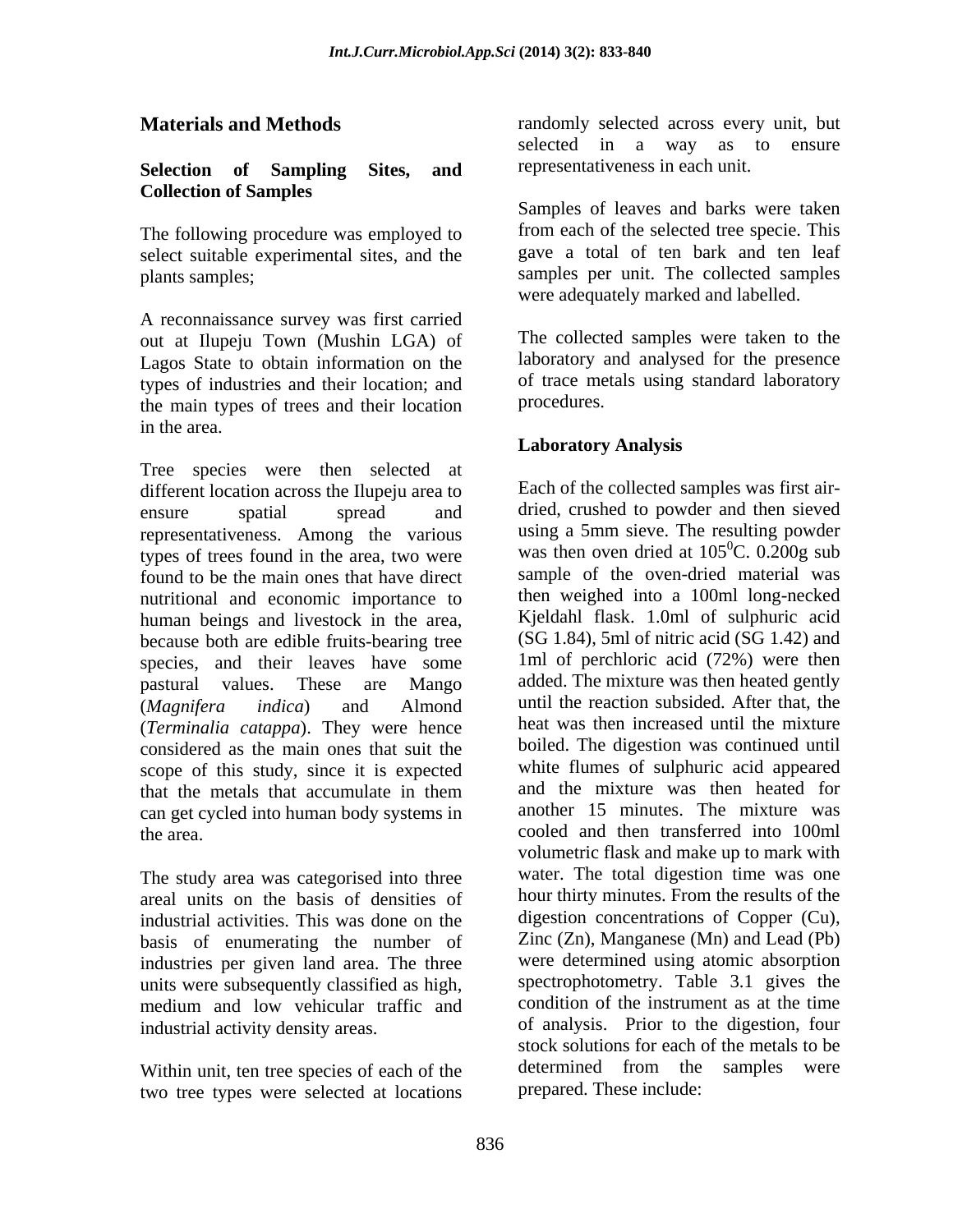## Materials and Methods

### Selection of Sampling Sites, and Collection of Samples

The following procedure was employed to select suitable experimental sites, and the plants samples;

A reconnaissance survey was first carried out at Ilupeju Town (Mushin LGA) of Lagos State to obtain information on the types of industries and their location; and the main types of trees and their location in the area.

Tree species were then selected at different location across the Ilupeju area to ensure spatial spread and representativeness. Among the various types of trees found in the area, two were found to be the main ones that have direct nutritional and economic importance to human beings and livestock in the area, because both are edible fruits-bearing tree species, and their leaves have some pastural values. These are Mango (*Magnifera indica*) and Almond (*Terminalia catappa*). They were hence considered as the main ones that suit the scope of this study, since it is expected that the metals that accumulate in them can get cycled into human body systems in the area.

The study area was categorised into three areal units on the basis of densities of industrial activities. This was done on the basis of enumerating the number of industries per given land area. The three units were subsequently classified as high, medium and low vehicular traffic and industrial activity density areas.

Within unit, ten tree species of each of the two tree types were selected at locations randomly selected across every unit, but selected in a way as to ensure representativeness in each unit.

Samples of leaves and barks were taken from each of the selected tree specie. This gave a total of ten bark and ten leaf samples per unit. The collected samples were adequately marked and labelled.

The collected samples were taken to the laboratory and analysed for the presence of trace metals using standard laboratory procedures.

### Laboratory Analysis

Each of the collected samples was first air-dried, crushed to powder and then sieved using a 5mm sieve. The resulting powder was then oven dried at $105^0$C. 0.200g sub sample of the oven-dried material was then weighed into a 100ml long-necked Kjeldahl flask. 1.0ml of sulphuric acid (SG 1.84), 5ml of nitric acid (SG 1.42) and 1ml of perchloric acid (72%) were then added. The mixture was then heated gently until the reaction subsided. After that, the heat was then increased until the mixture boiled. The digestion was continued until white flumes of sulphuric acid appeared and the mixture was then heated for another 15 minutes. The mixture was cooled and then transferred into 100ml volumetric flask and make up to mark with water. The total digestion time was one hour thirty minutes. From the results of the digestion concentrations of Copper (Cu), Zinc (Zn), Manganese (Mn) and Lead (Pb) were determined using atomic absorption spectrophotometry. Table 3.1 gives the condition of the instrument as at the time of analysis. Prior to the digestion, four stock solutions for each of the metals to be determined from the samples were prepared. These include: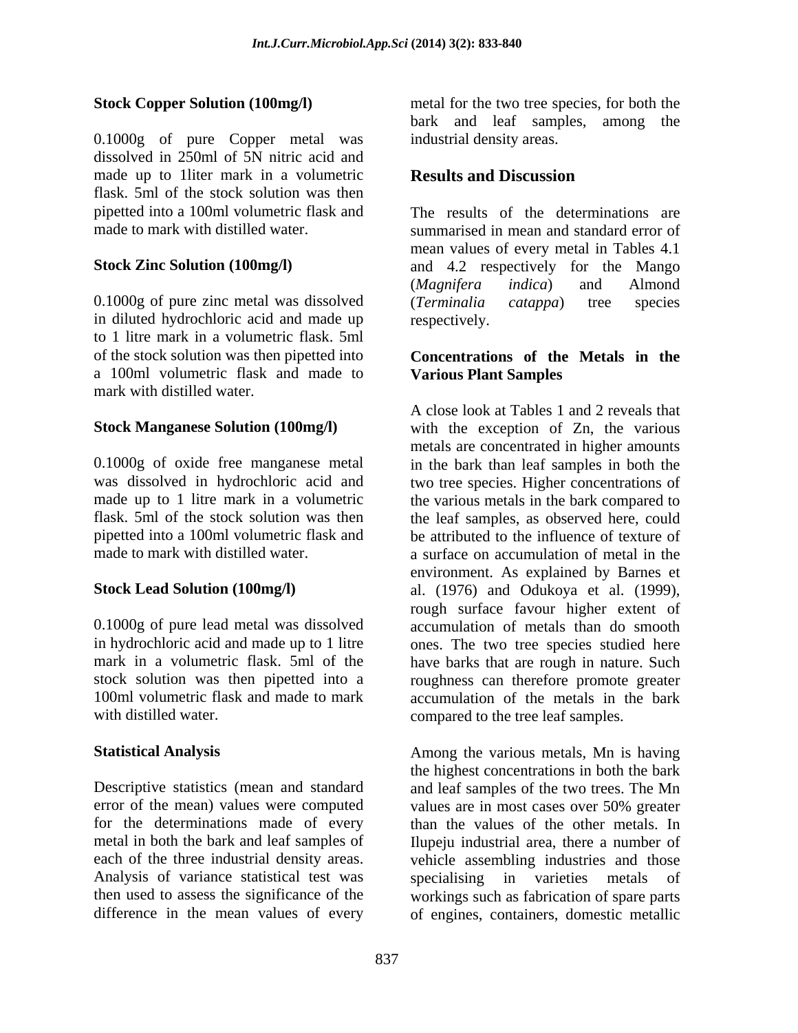**Stock Copper Solution (100mg/l)**

0.1000g of pure Copper metal was dissolved in 250ml of 5N nitric acid and made up to 1liter mark in a volumetric flask. 5ml of the stock solution was then pipetted into a 100ml volumetric flask and made to mark with distilled water.

**Stock Zinc Solution (100mg/l)**

0.1000g of pure zinc metal was dissolved in diluted hydrochloric acid and made up to 1 litre mark in a volumetric flask. 5ml of the stock solution was then pipetted into a 100ml volumetric flask and made to mark with distilled water.

**Stock Manganese Solution (100mg/l)**

0.1000g of oxide free manganese metal was dissolved in hydrochloric acid and made up to 1 litre mark in a volumetric flask. 5ml of the stock solution was then pipetted into a 100ml volumetric flask and made to mark with distilled water.

**Stock Lead Solution (100mg/l)**

0.1000g of pure lead metal was dissolved in hydrochloric acid and made up to 1 litre mark in a volumetric flask. 5ml of the stock solution was then pipetted into a 100ml volumetric flask and made to mark with distilled water.

**Statistical Analysis**

Descriptive statistics (mean and standard error of the mean) values were computed for the determinations made of every metal in both the bark and leaf samples of each of the three industrial density areas. Analysis of variance statistical test was then used to assess the significance of the difference in the mean values of every metal for the two tree species, for both the bark and leaf samples, among the industrial density areas.

## Results and Discussion

The results of the determinations are summarised in mean and standard error of mean values of every metal in Tables 4.1 and 4.2 respectively for the Mango (*Magnifera indica*) and Almond (*Terminalia catappa*) tree species respectively.

### Concentrations of the Metals in the Various Plant Samples

A close look at Tables 1 and 2 reveals that with the exception of Zn, the various metals are concentrated in higher amounts in the bark than leaf samples in both the two tree species. Higher concentrations of the various metals in the bark compared to the leaf samples, as observed here, could be attributed to the influence of texture of a surface on accumulation of metal in the environment. As explained by Barnes et al. (1976) and Odukoya et al. (1999), rough surface favour higher extent of accumulation of metals than do smooth ones. The two tree species studied here have barks that are rough in nature. Such roughness can therefore promote greater accumulation of the metals in the bark compared to the tree leaf samples.

Among the various metals, Mn is having the highest concentrations in both the bark and leaf samples of the two trees. The Mn values are in most cases over 50% greater than the values of the other metals. In Ilupeju industrial area, there a number of vehicle assembling industries and those specialising in varieties metals of workings such as fabrication of spare parts of engines, containers, domestic metallic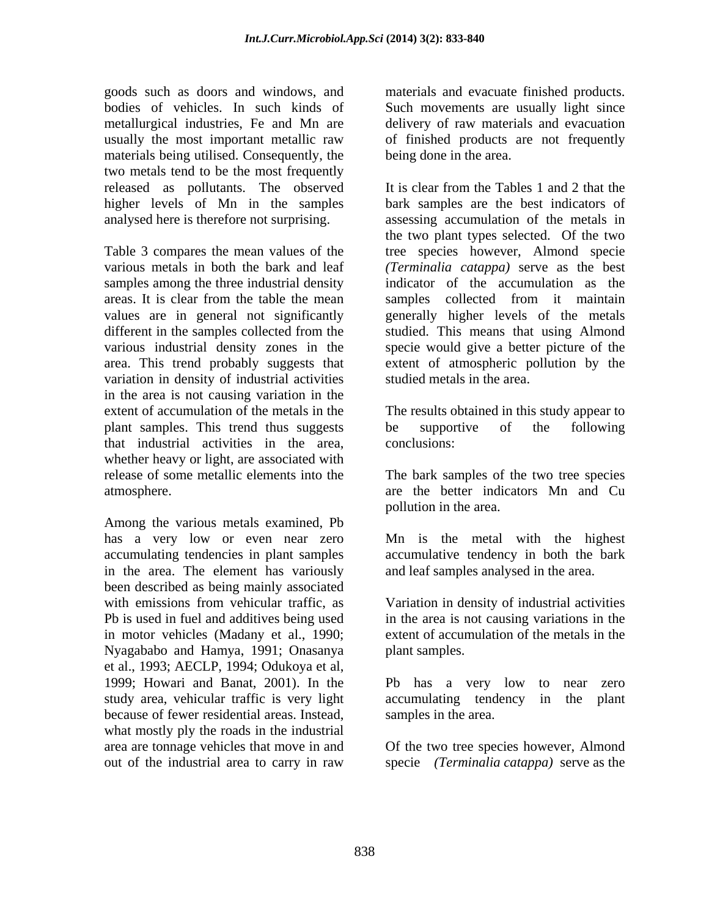goods such as doors and windows, and bodies of vehicles. In such kinds of metallurgical industries, Fe and Mn are usually the most important metallic raw materials being utilised. Consequently, the two metals tend to be the most frequently released as pollutants. The observed higher levels of Mn in the samples analysed here is therefore not surprising.

Table 3 compares the mean values of the various metals in both the bark and leaf samples among the three industrial density areas. It is clear from the table the mean values are in general not significantly different in the samples collected from the various industrial density zones in the area. This trend probably suggests that variation in density of industrial activities in the area is not causing variation in the extent of accumulation of the metals in the plant samples. This trend thus suggests that industrial activities in the area, whether heavy or light, are associated with release of some metallic elements into the atmosphere.

Among the various metals examined, Pb has a very low or even near zero accumulating tendencies in plant samples in the area. The element has variously been described as being mainly associated with emissions from vehicular traffic, as Pb is used in fuel and additives being used in motor vehicles (Madany et al., 1990; Nyagababo and Hamya, 1991; Onasanya et al., 1993; AECLP, 1994; Odukoya et al, 1999; Howari and Banat, 2001). In the study area, vehicular traffic is very light because of fewer residential areas. Instead, what mostly ply the roads in the industrial area are tonnage vehicles that move in and out of the industrial area to carry in raw materials and evacuate finished products. Such movements are usually light since delivery of raw materials and evacuation of finished products are not frequently being done in the area.

It is clear from the Tables 1 and 2 that the bark samples are the best indicators of assessing accumulation of the metals in the two plant types selected. Of the two tree species however, Almond specie *(Terminalia catappa)* serve as the best indicator of the accumulation as the samples collected from it maintain generally higher levels of the metals studied. This means that using Almond specie would give a better picture of the extent of atmospheric pollution by the studied metals in the area.

The results obtained in this study appear to be supportive of the following conclusions:

The bark samples of the two tree species are the better indicators Mn and Cu pollution in the area.

Mn is the metal with the highest accumulative tendency in both the bark and leaf samples analysed in the area.

Variation in density of industrial activities in the area is not causing variations in the extent of accumulation of the metals in the plant samples.

Pb has a very low to near zero accumulating tendency in the plant samples in the area.

Of the two tree species however, Almond specie *(Terminalia catappa)* serve as the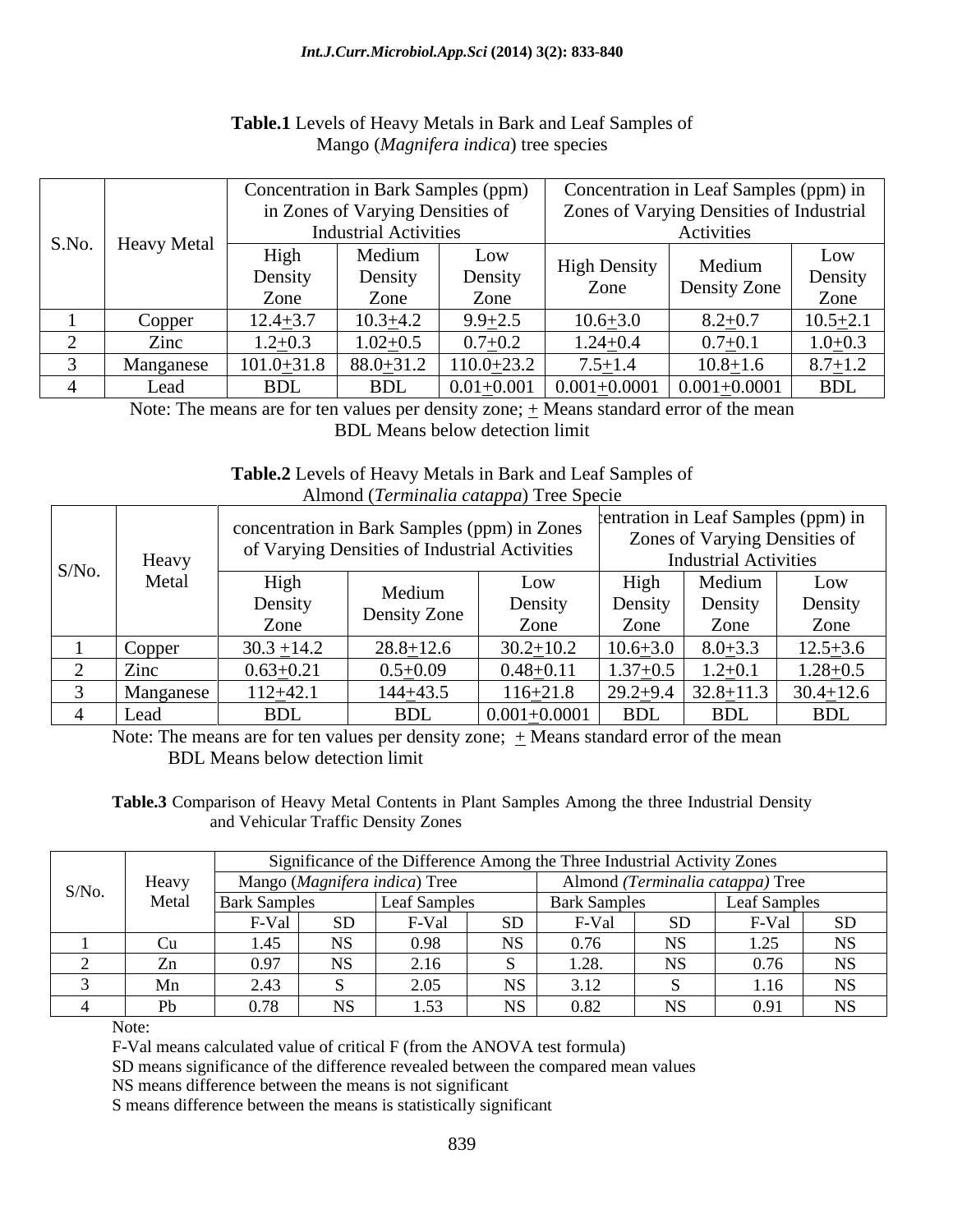**Table.1** Levels of Heavy Metals in Bark and Leaf Samples of Mango (*Magnifera indica*) tree species

| S.No. | Heavy Metal | Concentration in Bark Samples (ppm) in Zones of Varying Densities of Industrial Activities | | | Concentration in Leaf Samples (ppm) in Zones of Varying Densities of Industrial Activities | | |
|---|---|---|---|---|---|---|---|
| | | High Density Zone | Medium Density Zone | Low Density Zone | High Density Zone | Medium Density Zone | Low Density Zone |
| 1 | Copper | 12.4±3.7 | 10.3±4.2 | 9.9±2.5 | 10.6±3.0 | 8.2±0.7 | 10.5±2.1 |
| 2 | Zinc | 1.2±0.3 | 1.02±0.5 | 0.7±0.2 | 1.24±0.4 | 0.7±0.1 | 1.0±0.3 |
| 3 | Manganese | 101.0±31.8 | 88.0±31.2 | 110.0±23.2 | 7.5±1.4 | 10.8±1.6 | 8.7±1.2 |
| 4 | Lead | BDL | BDL | 0.01±0.001 | 0.001±0.0001 | 0.001±0.0001 | BDL |

Note: The means are for ten values per density zone; ± Means standard error of the mean
BDL Means below detection limit

**Table.2** Levels of Heavy Metals in Bark and Leaf Samples of Almond (*Terminalia catappa*) Tree Specie

| S/No. | Heavy Metal | concentration in Bark Samples (ppm) in Zones of Varying Densities of Industrial Activities | | | Concentration in Leaf Samples (ppm) in Zones of Varying Densities of Industrial Activities | | |
|---|---|---|---|---|---|---|---|
| | | High Density Zone | Medium Density Zone | Low Density Zone | High Density Zone | Medium Density Zone | Low Density Zone |
| 1 | Copper | 30.3 ±14.2 | 28.8±12.6 | 30.2±10.2 | 10.6±3.0 | 8.0±3.3 | 12.5±3.6 |
| 2 | Zinc | 0.63±0.21 | 0.5±0.09 | 0.48±0.11 | 1.37±0.5 | 1.2±0.1 | 1.28±0.5 |
| 3 | Manganese | 112±42.1 | 144±43.5 | 116±21.8 | 29.2±9.4 | 32.8±11.3 | 30.4±12.6 |
| 4 | Lead | BDL | BDL | 0.001±0.0001 | BDL | BDL | BDL |

Note: The means are for ten values per density zone; ± Means standard error of the mean
BDL Means below detection limit

**Table.3** Comparison of Heavy Metal Contents in Plant Samples Among the three Industrial Density and Vehicular Traffic Density Zones

| S/No. | Heavy Metal | Significance of the Difference Among the Three Industrial Activity Zones | | | | | | | |
|---|---|---|---|---|---|---|---|---|---|
| | | Mango (*Magnifera indica*) Tree | | | | Almond (*Terminalia catappa*) Tree | | | |
| | | Bark Samples | | Leaf Samples | | Bark Samples | | Leaf Samples | |
| | | F-Val | SD | F-Val | SD | F-Val | SD | F-Val | SD |
| 1 | Cu | 1.45 | NS | 0.98 | NS | 0.76 | NS | 1.25 | NS |
| 2 | Zn | 0.97 | NS | 2.16 | S | 1.28. | NS | 0.76 | NS |
| 3 | Mn | 2.43 | S | 2.05 | NS | 3.12 | S | 1.16 | NS |
| 4 | Pb | 0.78 | NS | 1.53 | NS | 0.82 | NS | 0.91 | NS |

Note:

F-Val means calculated value of critical F (from the ANOVA test formula)

SD means significance of the difference revealed between the compared mean values

NS means difference between the means is not significant

S means difference between the means is statistically significant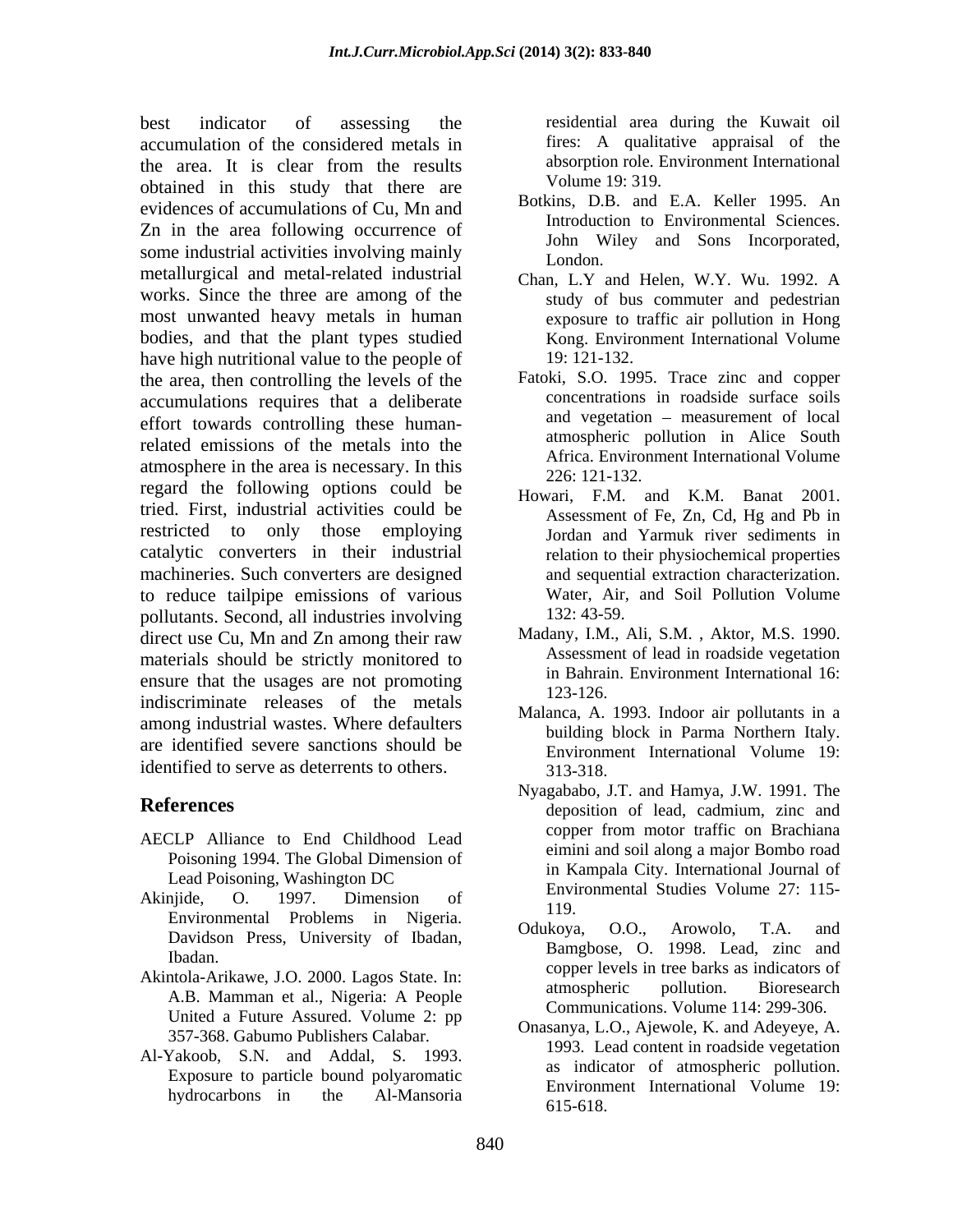best indicator of assessing the accumulation of the considered metals in the area. It is clear from the results obtained in this study that there are evidences of accumulations of Cu, Mn and Zn in the area following occurrence of some industrial activities involving mainly metallurgical and metal-related industrial works. Since the three are among of the most unwanted heavy metals in human bodies, and that the plant types studied have high nutritional value to the people of the area, then controlling the levels of the accumulations requires that a deliberate effort towards controlling these human-related emissions of the metals into the atmosphere in the area is necessary. In this regard the following options could be tried. First, industrial activities could be restricted to only those employing catalytic converters in their industrial machineries. Such converters are designed to reduce tailpipe emissions of various pollutants. Second, all industries involving direct use Cu, Mn and Zn among their raw materials should be strictly monitored to ensure that the usages are not promoting indiscriminate releases of the metals among industrial wastes. Where defaulters are identified severe sanctions should be identified to serve as deterrents to others.

## References

AECLP Alliance to End Childhood Lead Poisoning 1994. The Global Dimension of Lead Poisoning, Washington DC

Akinjide, O. 1997. Dimension of Environmental Problems in Nigeria. Davidson Press, University of Ibadan, Ibadan.

Akintola-Arikawe, J.O. 2000. Lagos State. In: A.B. Mamman et al., Nigeria: A People United a Future Assured. Volume 2: pp 357-368. Gabumo Publishers Calabar.

Al-Yakoob, S.N. and Addal, S. 1993. Exposure to particle bound polyaromatic hydrocarbons in the Al-Mansoria residential area during the Kuwait oil fires: A qualitative appraisal of the absorption role. Environment International Volume 19: 319.

Botkins, D.B. and E.A. Keller 1995. An Introduction to Environmental Sciences. John Wiley and Sons Incorporated, London.

Chan, L.Y and Helen, W.Y. Wu. 1992. A study of bus commuter and pedestrian exposure to traffic air pollution in Hong Kong. Environment International Volume 19: 121-132.

Fatoki, S.O. 1995. Trace zinc and copper concentrations in roadside surface soils and vegetation – measurement of local atmospheric pollution in Alice South Africa. Environment International Volume 226: 121-132.

Howari, F.M. and K.M. Banat 2001. Assessment of Fe, Zn, Cd, Hg and Pb in Jordan and Yarmuk river sediments in relation to their physiochemical properties and sequential extraction characterization. Water, Air, and Soil Pollution Volume 132: 43-59.

Madany, I.M., Ali, S.M. , Aktor, M.S. 1990. Assessment of lead in roadside vegetation in Bahrain. Environment International 16: 123-126.

Malanca, A. 1993. Indoor air pollutants in a building block in Parma Northern Italy. Environment International Volume 19: 313-318.

Nyagababo, J.T. and Hamya, J.W. 1991. The deposition of lead, cadmium, zinc and copper from motor traffic on Brachiana eimini and soil along a major Bombo road in Kampala City. International Journal of Environmental Studies Volume 27: 115-119.

Odukoya, O.O., Arowolo, T.A. and Bamgbose, O. 1998. Lead, zinc and copper levels in tree barks as indicators of atmospheric pollution. Bioresearch Communications. Volume 114: 299-306.

Onasanya, L.O., Ajewole, K. and Adeyeye, A. 1993. Lead content in roadside vegetation as indicator of atmospheric pollution. Environment International Volume 19: 615-618.